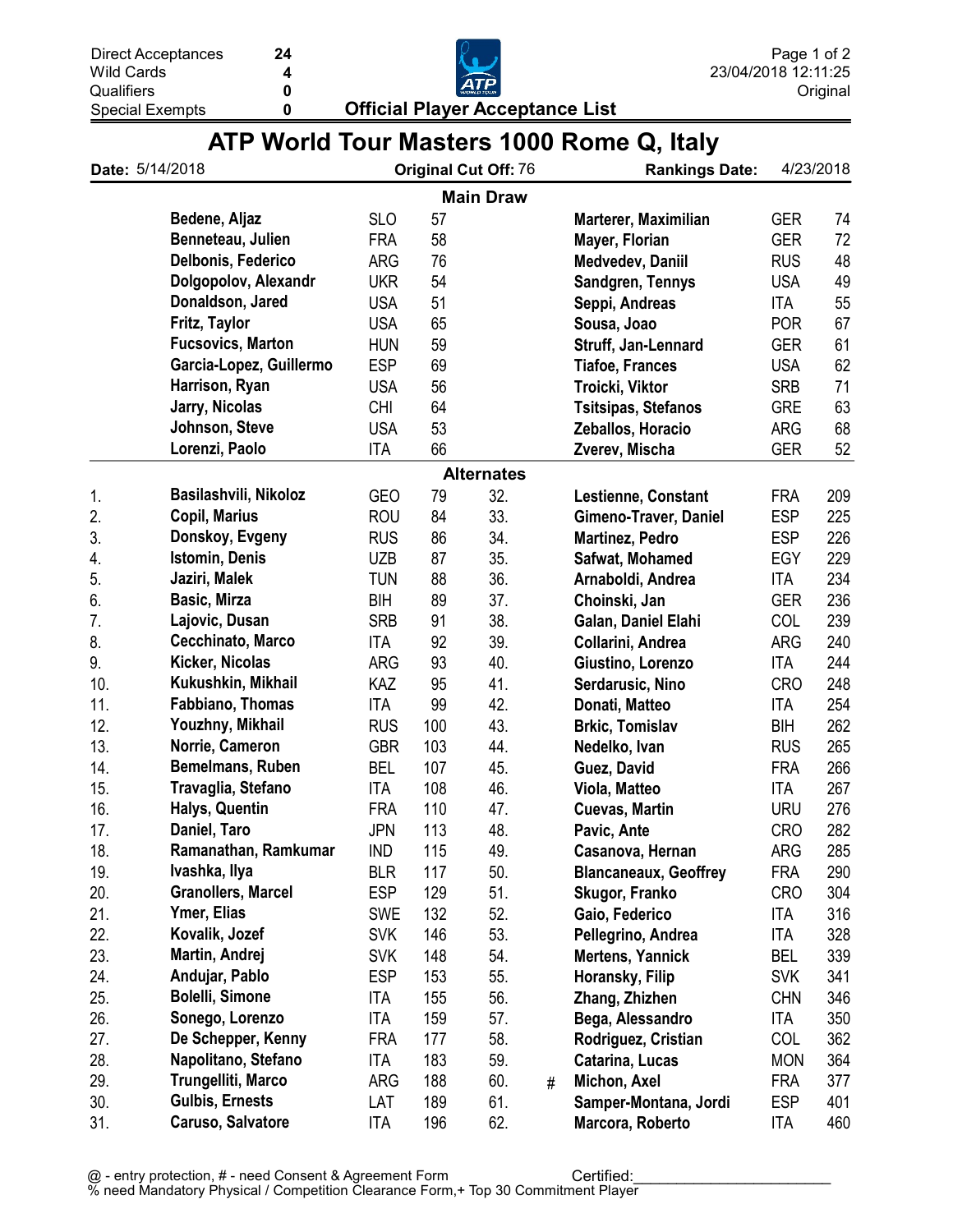| | |
|---|---|
| Direct Acceptances | 24 |
| Wild Cards | 4 |
| Qualifiers | 0 |
| Special Exempts | 0 |

23/04/2018 12:11:25
Original

## Official Player Acceptance List

# ATP World Tour Masters 1000 Rome Q, Italy

**Date:** 5/14/2018 **Original Cut Off:** 76 **Rankings Date:** 4/23/2018

### Main Draw

| Player | Country | Rank | Player | Country | Rank |
|---|---|---|---|---|---|
| Bedene, Aljaz | SLO | 57 | Marterer, Maximilian | GER | 74 |
| Benneteau, Julien | FRA | 58 | Mayer, Florian | GER | 72 |
| Delbonis, Federico | ARG | 76 | Medvedev, Daniil | RUS | 48 |
| Dolgopolov, Alexandr | UKR | 54 | Sandgren, Tennys | USA | 49 |
| Donaldson, Jared | USA | 51 | Seppi, Andreas | ITA | 55 |
| Fritz, Taylor | USA | 65 | Sousa, Joao | POR | 67 |
| Fucsovics, Marton | HUN | 59 | Struff, Jan-Lennard | GER | 61 |
| Garcia-Lopez, Guillermo | ESP | 69 | Tiafoe, Frances | USA | 62 |
| Harrison, Ryan | USA | 56 | Troicki, Viktor | SRB | 71 |
| Jarry, Nicolas | CHI | 64 | Tsitsipas, Stefanos | GRE | 63 |
| Johnson, Steve | USA | 53 | Zeballos, Horacio | ARG | 68 |
| Lorenzi, Paolo | ITA | 66 | Zverev, Mischa | GER | 52 |

### Alternates

| # | Player | Country | Rank | # | | Player | Country | Rank |
|---|---|---|---|---|---|---|---|---|
| 1. | Basilashvili, Nikoloz | GEO | 79 | 32. | | Lestienne, Constant | FRA | 209 |
| 2. | Copil, Marius | ROU | 84 | 33. | | Gimeno-Traver, Daniel | ESP | 225 |
| 3. | Donskoy, Evgeny | RUS | 86 | 34. | | Martinez, Pedro | ESP | 226 |
| 4. | Istomin, Denis | UZB | 87 | 35. | | Safwat, Mohamed | EGY | 229 |
| 5. | Jaziri, Malek | TUN | 88 | 36. | | Arnaboldi, Andrea | ITA | 234 |
| 6. | Basic, Mirza | BIH | 89 | 37. | | Choinski, Jan | GER | 236 |
| 7. | Lajovic, Dusan | SRB | 91 | 38. | | Galan, Daniel Elahi | COL | 239 |
| 8. | Cecchinato, Marco | ITA | 92 | 39. | | Collarini, Andrea | ARG | 240 |
| 9. | Kicker, Nicolas | ARG | 93 | 40. | | Giustino, Lorenzo | ITA | 244 |
| 10. | Kukushkin, Mikhail | KAZ | 95 | 41. | | Serdarusic, Nino | CRO | 248 |
| 11. | Fabbiano, Thomas | ITA | 99 | 42. | | Donati, Matteo | ITA | 254 |
| 12. | Youzhny, Mikhail | RUS | 100 | 43. | | Brkic, Tomislav | BIH | 262 |
| 13. | Norrie, Cameron | GBR | 103 | 44. | | Nedelko, Ivan | RUS | 265 |
| 14. | Bemelmans, Ruben | BEL | 107 | 45. | | Guez, David | FRA | 266 |
| 15. | Travaglia, Stefano | ITA | 108 | 46. | | Viola, Matteo | ITA | 267 |
| 16. | Halys, Quentin | FRA | 110 | 47. | | Cuevas, Martin | URU | 276 |
| 17. | Daniel, Taro | JPN | 113 | 48. | | Pavic, Ante | CRO | 282 |
| 18. | Ramanathan, Ramkumar | IND | 115 | 49. | | Casanova, Hernan | ARG | 285 |
| 19. | Ivashka, Ilya | BLR | 117 | 50. | | Blancaneaux, Geoffrey | FRA | 290 |
| 20. | Granollers, Marcel | ESP | 129 | 51. | | Skugor, Franko | CRO | 304 |
| 21. | Ymer, Elias | SWE | 132 | 52. | | Gaio, Federico | ITA | 316 |
| 22. | Kovalik, Jozef | SVK | 146 | 53. | | Pellegrino, Andrea | ITA | 328 |
| 23. | Martin, Andrej | SVK | 148 | 54. | | Mertens, Yannick | BEL | 339 |
| 24. | Andujar, Pablo | ESP | 153 | 55. | | Horansky, Filip | SVK | 341 |
| 25. | Bolelli, Simone | ITA | 155 | 56. | | Zhang, Zhizhen | CHN | 346 |
| 26. | Sonego, Lorenzo | ITA | 159 | 57. | | Bega, Alessandro | ITA | 350 |
| 27. | De Schepper, Kenny | FRA | 177 | 58. | | Rodriguez, Cristian | COL | 362 |
| 28. | Napolitano, Stefano | ITA | 183 | 59. | | Catarina, Lucas | MON | 364 |
| 29. | Trungelliti, Marco | ARG | 188 | 60. | # | Michon, Axel | FRA | 377 |
| 30. | Gulbis, Ernests | LAT | 189 | 61. | | Samper-Montana, Jordi | ESP | 401 |
| 31. | Caruso, Salvatore | ITA | 196 | 62. | | Marcora, Roberto | ITA | 460 |

@ - entry protection, # - need Consent & Agreement Form Certified:________________________
% need Mandatory Physical / Competition Clearance Form,+ Top 30 Commitment Player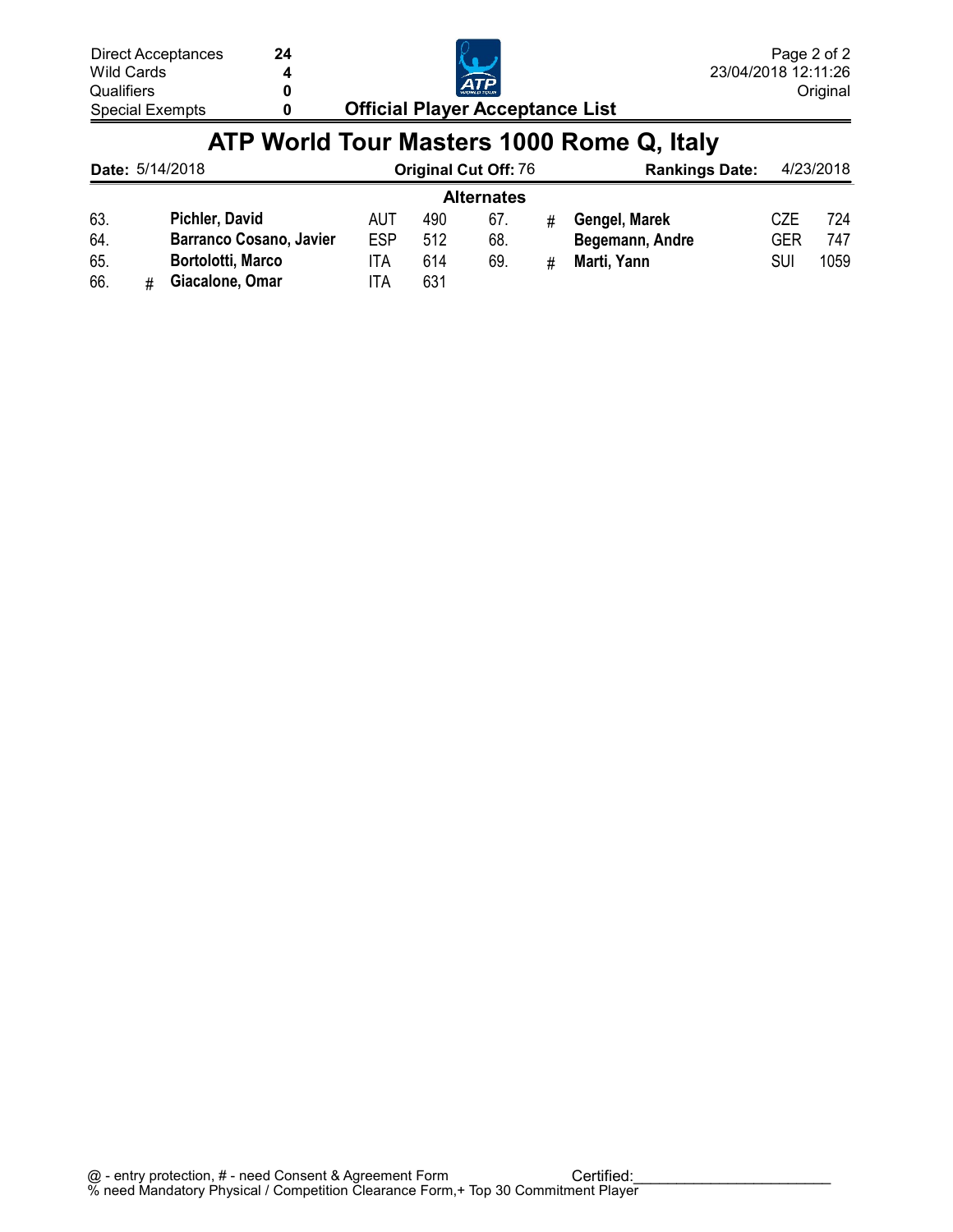| | |
|---|---|
| Direct Acceptances | 24 |
| Wild Cards | 4 |
| Qualifiers | 0 |
| Special Exempts | 0 |

23/04/2018 12:11:26

Original

**Official Player Acceptance List**

# ATP World Tour Masters 1000 Rome Q, Italy

**Date:** 5/14/2018 **Original Cut Off:** 76 **Rankings Date:** 4/23/2018

## Alternates

| | | | | | | | | | |
|---|---|---|---|---|---|---|---|---|---|
| 63. | | **Pichler, David** | AUT | 490 | 67. | # | **Gengel, Marek** | CZE | 724 |
| 64. | | **Barranco Cosano, Javier** | ESP | 512 | 68. | | **Begemann, Andre** | GER | 747 |
| 65. | | **Bortolotti, Marco** | ITA | 614 | 69. | # | **Marti, Yann** | SUI | 1059 |
| 66. | # | **Giacalone, Omar** | ITA | 631 | | | | | |

@ - entry protection, # - need Consent & Agreement Form Certified:________________________

% need Mandatory Physical / Competition Clearance Form,+ Top 30 Commitment Player